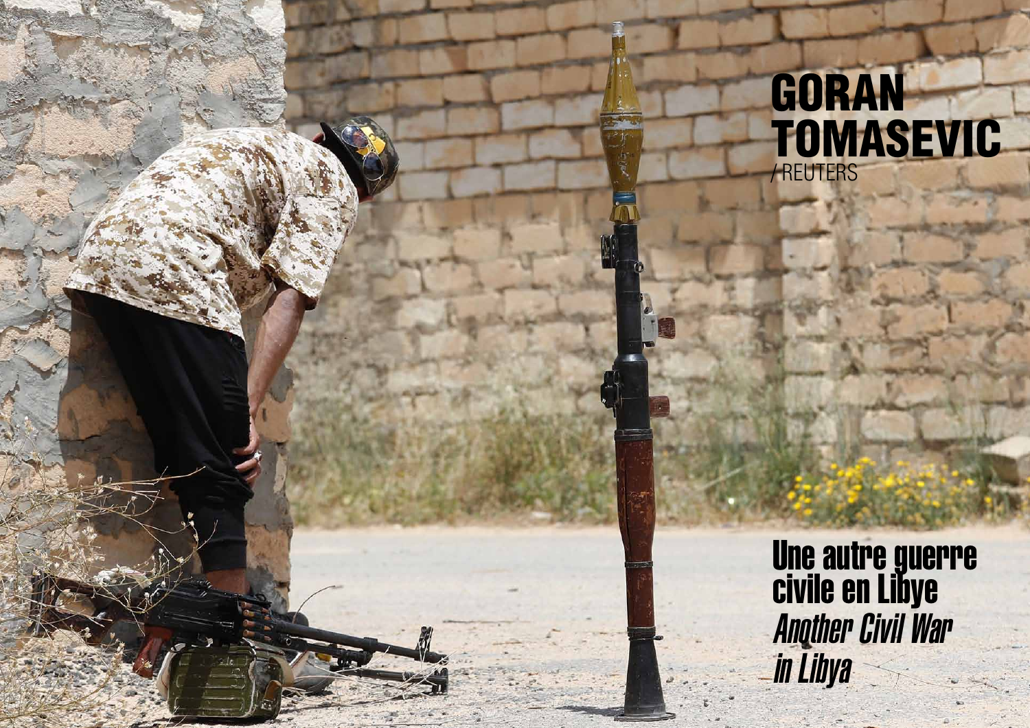# GORAN TOMASEVIC

/ REUTERS

## Une autre guerre civile en Libye

*Another Civil War in Libya*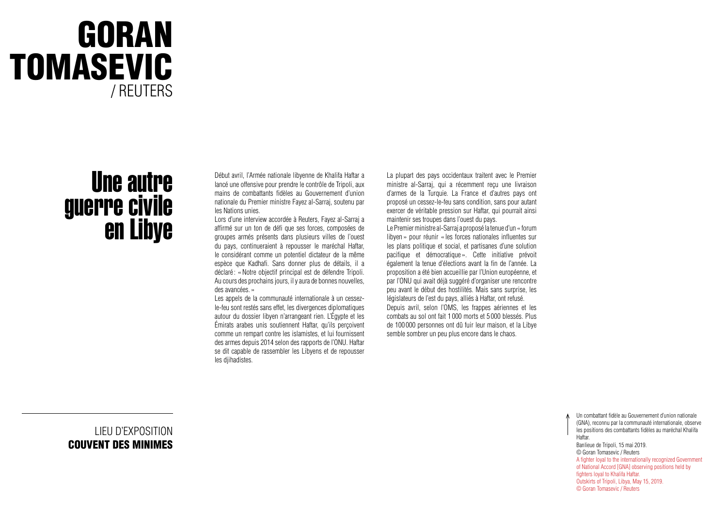# GORAN TOMASEVIC / REUTERS

## Une autre guerre civile en Libye

Début avril, l'Armée nationale libyenne de Khalifa Haftar a lancé une offensive pour prendre le contrôle de Tripoli, aux mains de combattants fidèles au Gouvernement d'union nationale du Premier ministre Fayez al-Sarraj, soutenu par les Nations unies.

Lors d'une interview accordée à Reuters, Fayez al-Sarraj a affirmé sur un ton de défi que ses forces, composées de groupes armés présents dans plusieurs villes de l'ouest du pays, continueraient à repousser le maréchal Haftar, le considérant comme un potentiel dictateur de la même espèce que Kadhafi. Sans donner plus de détails, il a déclaré : « Notre objectif principal est de défendre Tripoli. Au cours des prochains jours, il y aura de bonnes nouvelles, des avancées. »

Les appels de la communauté internationale à un cessez-le-feu sont restés sans effet, les divergences diplomatiques autour du dossier libyen n'arrangeant rien. L'Égypte et les Émirats arabes unis soutiennent Haftar, qu'ils perçoivent comme un rempart contre les islamistes, et lui fournissent des armes depuis 2014 selon des rapports de l'ONU. Haftar se dit capable de rassembler les Libyens et de repousser les djihadistes.

La plupart des pays occidentaux traitent avec le Premier ministre al-Sarraj, qui a récemment reçu une livraison d'armes de la Turquie. La France et d'autres pays ont proposé un cessez-le-feu sans condition, sans pour autant exercer de véritable pression sur Haftar, qui pourrait ainsi maintenir ses troupes dans l'ouest du pays.

Le Premier ministre al-Sarraj a proposé la tenue d'un « forum libyen » pour réunir « les forces nationales influentes sur les plans politique et social, et partisanes d'une solution pacifique et démocratique ». Cette initiative prévoit également la tenue d'élections avant la fin de l'année. La proposition a été bien accueillie par l'Union européenne, et par l'ONU qui avait déjà suggéré d'organiser une rencontre peu avant le début des hostilités. Mais sans surprise, les législateurs de l'est du pays, alliés à Haftar, ont refusé.

Depuis avril, selon l'OMS, les frappes aériennes et les combats au sol ont fait 1 000 morts et 5 000 blessés. Plus de 100 000 personnes ont dû fuir leur maison, et la Libye semble sombrer un peu plus encore dans le chaos.

LIEU D'EXPOSITION
**COUVENT DES MINIMES**

Un combattant fidèle au Gouvernement d'union nationale (GNA), reconnu par la communauté internationale, observe les positions des combattants fidèles au maréchal Khalifa Haftar.
Banlieue de Tripoli, 15 mai 2019.
© Goran Tomasevic / Reuters

A fighter loyal to the internationally recognized Government of National Accord [GNA] observing positions held by fighters loyal to Khalifa Haftar.
Outskirts of Tripoli, Libya, May 15, 2019.
© Goran Tomasevic / Reuters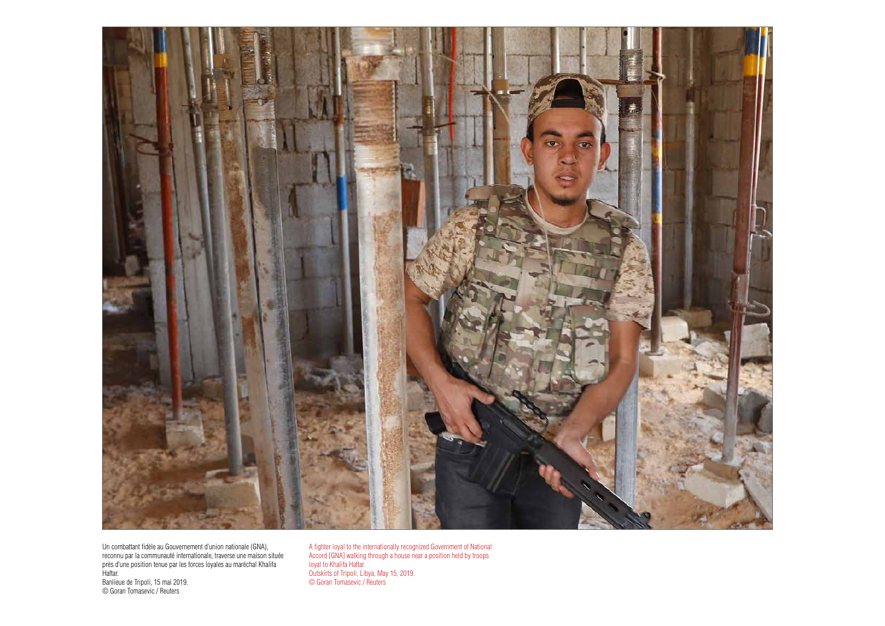Un combattant fidèle au Gouvernement d'union nationale (GNA), reconnu par la communauté internationale, traverse une maison située près d'une position tenue par les forces loyales au maréchal Khalifa Haftar.
Banlieue de Tripoli, 15 mai 2019.
© Goran Tomasevic / Reuters

A fighter loyal to the internationally recognized Government of National Accord [GNA] walking through a house near a position held by troops loyal to Khalifa Haftar.
Outskirts of Tripoli, Libya, May 15, 2019.
© Goran Tomasevic / Reuters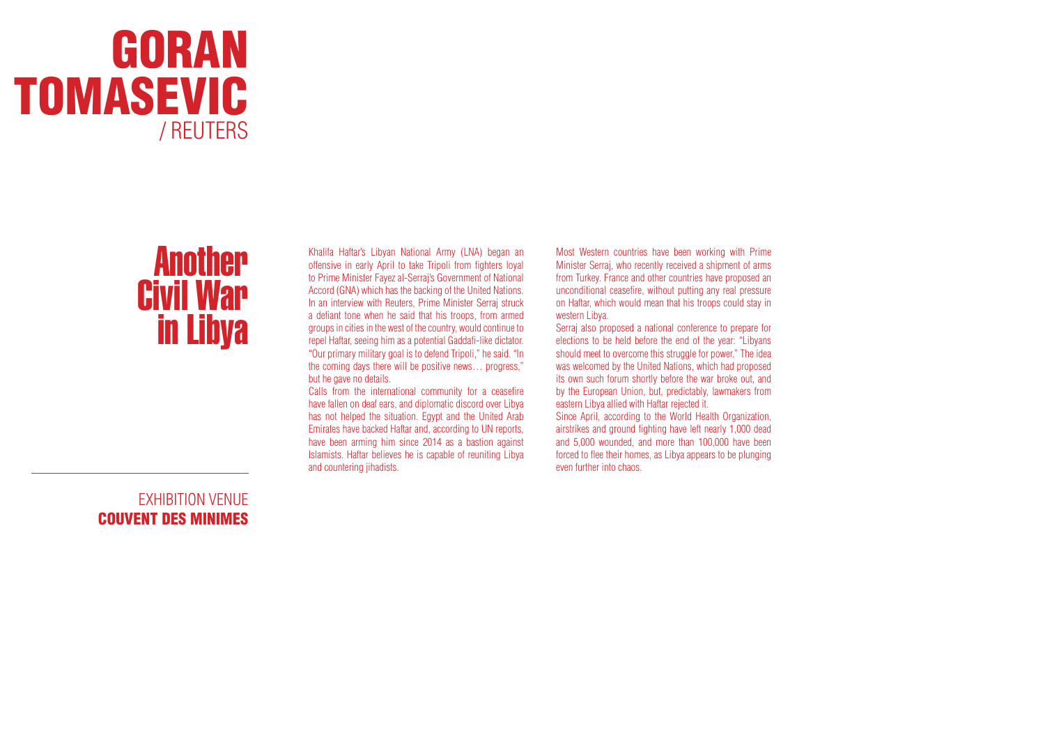# GORAN TOMASEVIC / REUTERS

## Another Civil War in Libya

Khalifa Haftar's Libyan National Army (LNA) began an offensive in early April to take Tripoli from fighters loyal to Prime Minister Fayez al-Serraj's Government of National Accord (GNA) which has the backing of the United Nations. In an interview with Reuters, Prime Minister Serraj struck a defiant tone when he said that his troops, from armed groups in cities in the west of the country, would continue to repel Haftar, seeing him as a potential Gaddafi-like dictator. "Our primary military goal is to defend Tripoli," he said. "In the coming days there will be positive news… progress," but he gave no details.

Calls from the international community for a ceasefire have fallen on deaf ears, and diplomatic discord over Libya has not helped the situation. Egypt and the United Arab Emirates have backed Haftar and, according to UN reports, have been arming him since 2014 as a bastion against Islamists. Haftar believes he is capable of reuniting Libya and countering jihadists.

Most Western countries have been working with Prime Minister Serraj, who recently received a shipment of arms from Turkey. France and other countries have proposed an unconditional ceasefire, without putting any real pressure on Haftar, which would mean that his troops could stay in western Libya.

Serraj also proposed a national conference to prepare for elections to be held before the end of the year: "Libyans should meet to overcome this struggle for power." The idea was welcomed by the United Nations, which had proposed its own such forum shortly before the war broke out, and by the European Union, but, predictably, lawmakers from eastern Libya allied with Haftar rejected it.

Since April, according to the World Health Organization, airstrikes and ground fighting have left nearly 1,000 dead and 5,000 wounded, and more than 100,000 have been forced to flee their homes, as Libya appears to be plunging even further into chaos.

---

EXHIBITION VENUE
**COUVENT DES MINIMES**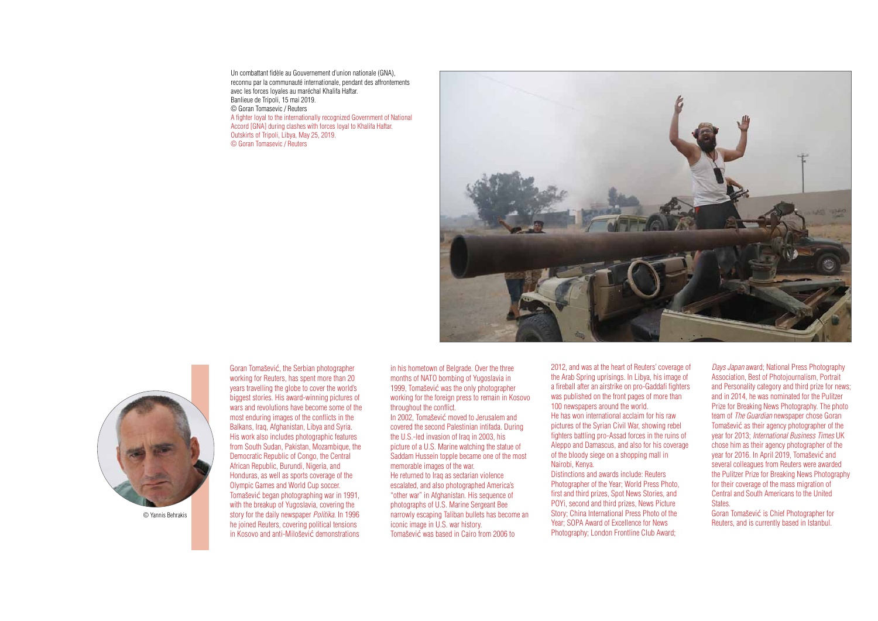Un combattant fidèle au Gouvernement d'union nationale (GNA), reconnu par la communauté internationale, pendant des affrontements avec les forces loyales au maréchal Khalifa Haftar.
Banlieue de Tripoli, 15 mai 2019.
© Goran Tomasevic / Reuters

A fighter loyal to the internationally recognized Government of National Accord (GNA) during clashes with forces loyal to Khalifa Haftar.
Outskirts of Tripoli, Libya, May 25, 2019.
© Goran Tomasevic / Reuters

© Yannis Behrakis

Goran Tomašević, the Serbian photographer working for Reuters, has spent more than 20 years travelling the globe to cover the world's biggest stories. His award-winning pictures of wars and revolutions have become some of the most enduring images of the conflicts in the Balkans, Iraq, Afghanistan, Libya and Syria. His work also includes photographic features from South Sudan, Pakistan, Mozambique, the Democratic Republic of Congo, the Central African Republic, Burundi, Nigeria, and Honduras, as well as sports coverage of the Olympic Games and World Cup soccer.
Tomašević began photographing war in 1991, with the breakup of Yugoslavia, covering the story for the daily newspaper *Politika*. In 1996 he joined Reuters, covering political tensions in Kosovo and anti-Milošević demonstrations in his hometown of Belgrade. Over the three months of NATO bombing of Yugoslavia in 1999, Tomašević was the only photographer working for the foreign press to remain in Kosovo throughout the conflict.
In 2002, Tomašević moved to Jerusalem and covered the second Palestinian intifada. During the U.S.-led invasion of Iraq in 2003, his picture of a U.S. Marine watching the statue of Saddam Hussein topple became one of the most memorable images of the war.
He returned to Iraq as sectarian violence escalated, and also photographed America's "other war" in Afghanistan. His sequence of photographs of U.S. Marine Sergeant Bee narrowly escaping Taliban bullets has become an iconic image in U.S. war history.
Tomašević was based in Cairo from 2006 to 2012, and was at the heart of Reuters' coverage of the Arab Spring uprisings. In Libya, his image of a fireball after an airstrike on pro-Gaddafi fighters was published on the front pages of more than 100 newspapers around the world.
He has won international acclaim for his raw pictures of the Syrian Civil War, showing rebel fighters battling pro-Assad forces in the ruins of Aleppo and Damascus, and also for his coverage of the bloody siege on a shopping mall in Nairobi, Kenya.
Distinctions and awards include: Reuters Photographer of the Year; World Press Photo, first and third prizes, Spot News Stories, and POYi, second and third prizes, News Picture Story; China International Press Photo of the Year; SOPA Award of Excellence for News Photography; London Frontline Club Award; *Days Japan* award; National Press Photography Association, Best of Photojournalism, Portrait and Personality category and third prize for news; and in 2014, he was nominated for the Pulitzer Prize for Breaking News Photography. The photo team of *The Guardian* newspaper chose Goran Tomašević as their agency photographer of the year for 2013; *International Business Times* UK chose him as their agency photographer of the year for 2016. In April 2019, Tomašević and several colleagues from Reuters were awarded the Pulitzer Prize for Breaking News Photography for their coverage of the mass migration of Central and South Americans to the United States.
Goran Tomašević is Chief Photographer for Reuters, and is currently based in Istanbul.